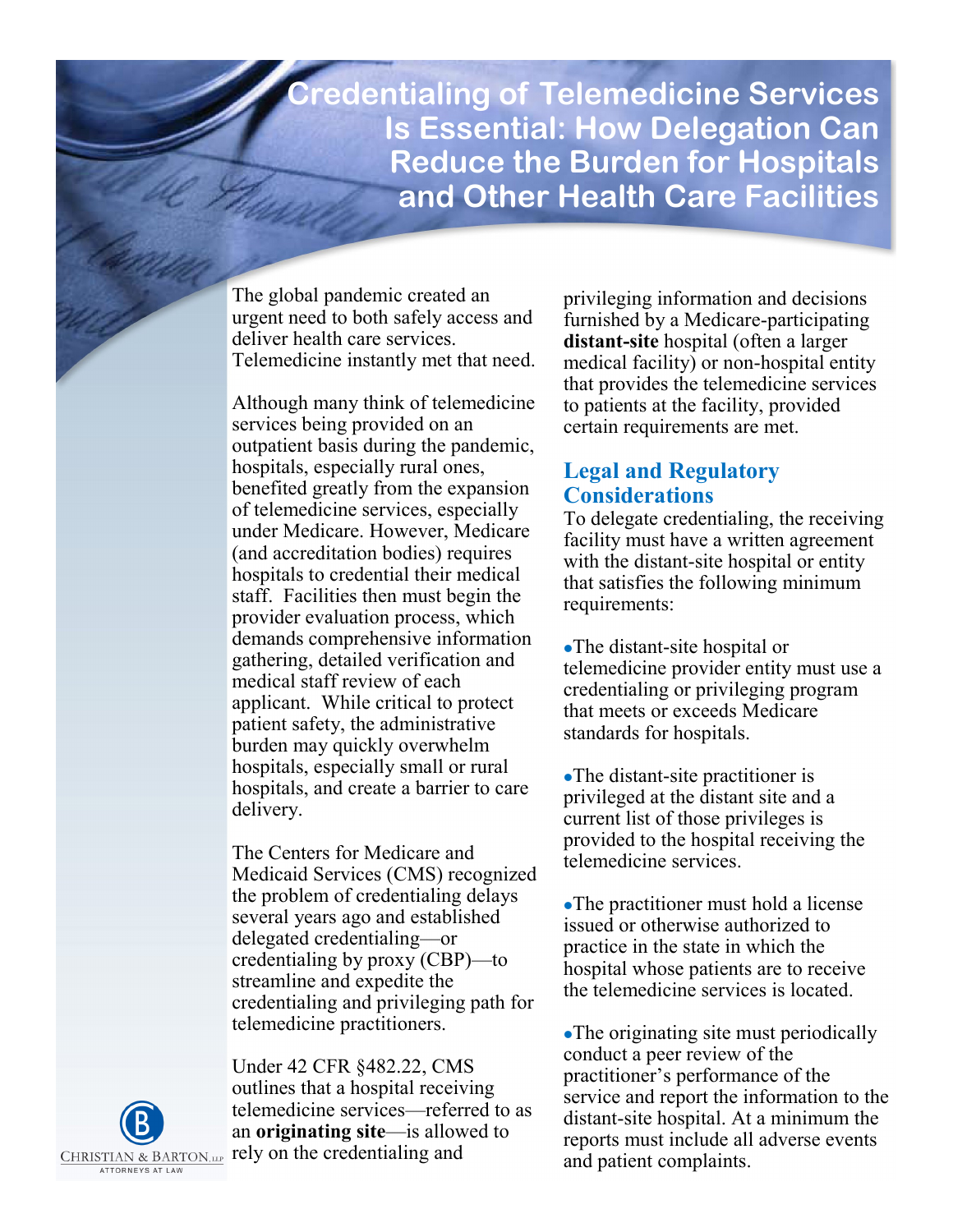# Credentialing of Telemedicine Services Is Essential: How Delegation Can Reduce the Burden for Hospitals and Other Health Care Facilities

The global pandemic created an urgent need to both safely access and deliver health care services. Telemedicine instantly met that need.

Although many think of telemedicine services being provided on an outpatient basis during the pandemic, hospitals, especially rural ones, benefited greatly from the expansion of telemedicine services, especially under Medicare. However, Medicare (and accreditation bodies) requires hospitals to credential their medical staff. Facilities then must begin the provider evaluation process, which demands comprehensive information gathering, detailed verification and medical staff review of each applicant. While critical to protect patient safety, the administrative burden may quickly overwhelm hospitals, especially small or rural hospitals, and create a barrier to care delivery.

The Centers for Medicare and Medicaid Services (CMS) recognized the problem of credentialing delays several years ago and established delegated credentialing—or credentialing by proxy (CBP)—to streamline and expedite the credentialing and privileging path for telemedicine practitioners.

Under 42 CFR §482.22, CMS outlines that a hospital receiving telemedicine services—referred to as an **originating site**—is allowed to rely on the credentialing and privileging information and decisions furnished by a Medicare-participating **distant-site** hospital (often a larger medical facility) or non-hospital entity that provides the telemedicine services to patients at the facility, provided certain requirements are met.

## Legal and Regulatory Considerations

To delegate credentialing, the receiving facility must have a written agreement with the distant-site hospital or entity that satisfies the following minimum requirements:

- The distant-site hospital or telemedicine provider entity must use a credentialing or privileging program that meets or exceeds Medicare standards for hospitals.
- The distant-site practitioner is privileged at the distant site and a current list of those privileges is provided to the hospital receiving the telemedicine services.
- The practitioner must hold a license issued or otherwise authorized to practice in the state in which the hospital whose patients are to receive the telemedicine services is located.
- The originating site must periodically conduct a peer review of the practitioner's performance of the service and report the information to the distant-site hospital. At a minimum the reports must include all adverse events and patient complaints.

CHRISTIAN & BARTON, LLP
ATTORNEYS AT LAW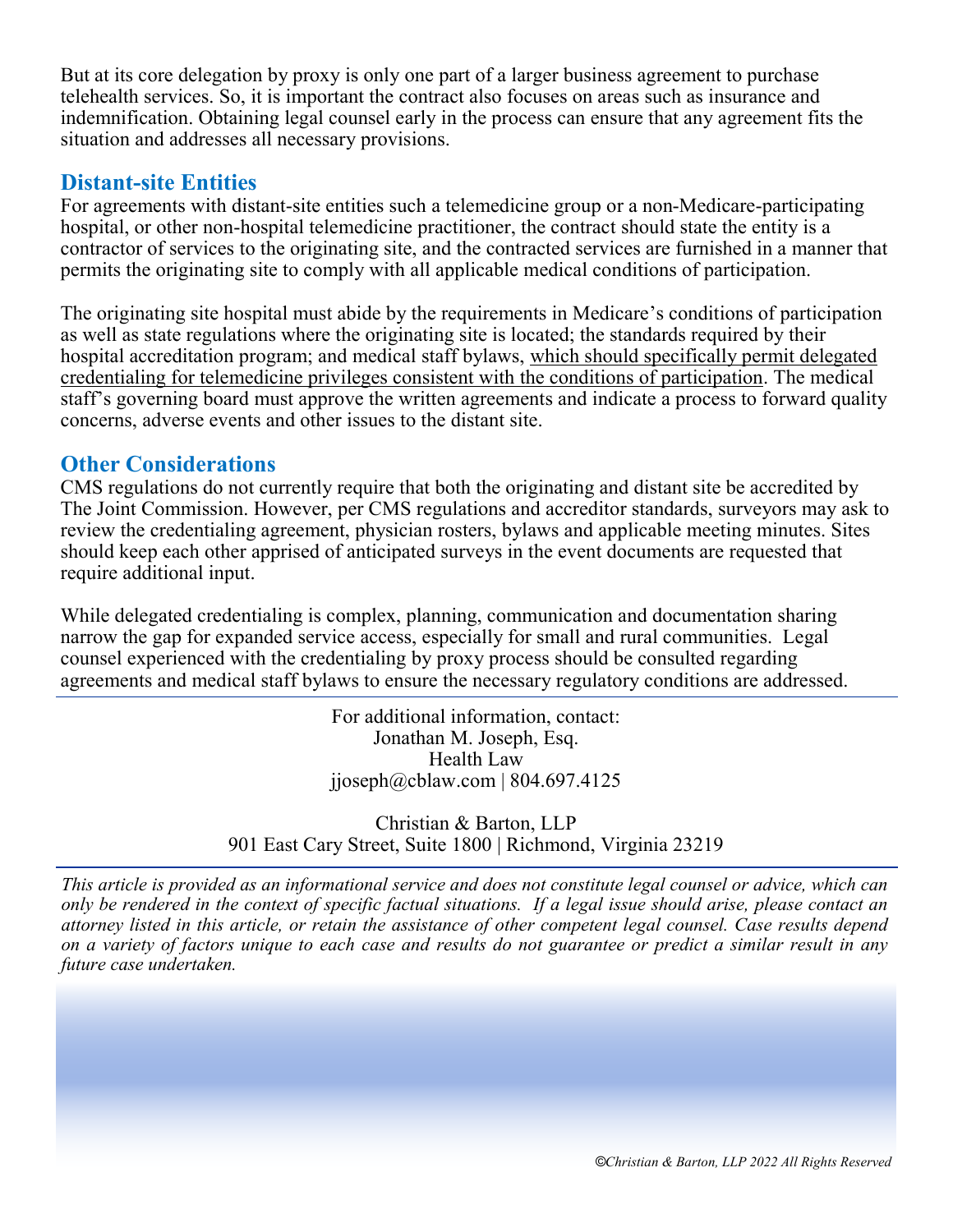But at its core delegation by proxy is only one part of a larger business agreement to purchase telehealth services. So, it is important the contract also focuses on areas such as insurance and indemnification. Obtaining legal counsel early in the process can ensure that any agreement fits the situation and addresses all necessary provisions.

## Distant-site Entities

For agreements with distant-site entities such a telemedicine group or a non-Medicare-participating hospital, or other non-hospital telemedicine practitioner, the contract should state the entity is a contractor of services to the originating site, and the contracted services are furnished in a manner that permits the originating site to comply with all applicable medical conditions of participation.

The originating site hospital must abide by the requirements in Medicare's conditions of participation as well as state regulations where the originating site is located; the standards required by their hospital accreditation program; and medical staff bylaws, <u>which should specifically permit delegated credentialing for telemedicine privileges consistent with the conditions of participation</u>. The medical staff's governing board must approve the written agreements and indicate a process to forward quality concerns, adverse events and other issues to the distant site.

## Other Considerations

CMS regulations do not currently require that both the originating and distant site be accredited by The Joint Commission. However, per CMS regulations and accreditor standards, surveyors may ask to review the credentialing agreement, physician rosters, bylaws and applicable meeting minutes. Sites should keep each other apprised of anticipated surveys in the event documents are requested that require additional input.

While delegated credentialing is complex, planning, communication and documentation sharing narrow the gap for expanded service access, especially for small and rural communities. Legal counsel experienced with the credentialing by proxy process should be consulted regarding agreements and medical staff bylaws to ensure the necessary regulatory conditions are addressed.

---

For additional information, contact:
Jonathan M. Joseph, Esq.
Health Law
jjoseph@cblaw.com | 804.697.4125

Christian & Barton, LLP
901 East Cary Street, Suite 1800 | Richmond, Virginia 23219

---

*This article is provided as an informational service and does not constitute legal counsel or advice, which can only be rendered in the context of specific factual situations. If a legal issue should arise, please contact an attorney listed in this article, or retain the assistance of other competent legal counsel. Case results depend on a variety of factors unique to each case and results do not guarantee or predict a similar result in any future case undertaken.*

*©Christian & Barton, LLP 2022 All Rights Reserved*